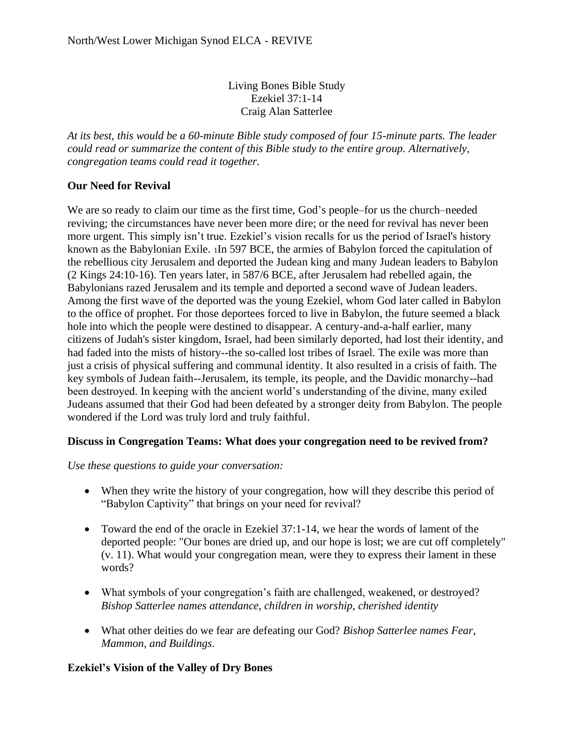North/West Lower Michigan Synod ELCA - REVIVE

# Living Bones Bible Study
## Ezekiel 37:1-14
### Craig Alan Satterlee

*At its best, this would be a 60-minute Bible study composed of four 15-minute parts. The leader could read or summarize the content of this Bible study to the entire group. Alternatively, congregation teams could read it together.*

**Our Need for Revival**

We are so ready to claim our time as the first time, God's people–for us the church–needed reviving; the circumstances have never been more dire; or the need for revival has never been more urgent. This simply isn't true. Ezekiel's vision recalls for us the period of Israel's history known as the Babylonian Exile. [1]In 597 BCE, the armies of Babylon forced the capitulation of the rebellious city Jerusalem and deported the Judean king and many Judean leaders to Babylon (2 Kings 24:10-16). Ten years later, in 587/6 BCE, after Jerusalem had rebelled again, the Babylonians razed Jerusalem and its temple and deported a second wave of Judean leaders. Among the first wave of the deported was the young Ezekiel, whom God later called in Babylon to the office of prophet. For those deportees forced to live in Babylon, the future seemed a black hole into which the people were destined to disappear. A century-and-a-half earlier, many citizens of Judah's sister kingdom, Israel, had been similarly deported, had lost their identity, and had faded into the mists of history--the so-called lost tribes of Israel. The exile was more than just a crisis of physical suffering and communal identity. It also resulted in a crisis of faith. The key symbols of Judean faith--Jerusalem, its temple, its people, and the Davidic monarchy--had been destroyed. In keeping with the ancient world's understanding of the divine, many exiled Judeans assumed that their God had been defeated by a stronger deity from Babylon. The people wondered if the Lord was truly lord and truly faithful.

**Discuss in Congregation Teams: What does your congregation need to be revived from?**

*Use these questions to guide your conversation:*

- When they write the history of your congregation, how will they describe this period of "Babylon Captivity" that brings on your need for revival?
- Toward the end of the oracle in Ezekiel 37:1-14, we hear the words of lament of the deported people: "Our bones are dried up, and our hope is lost; we are cut off completely" (v. 11). What would your congregation mean, were they to express their lament in these words?
- What symbols of your congregation's faith are challenged, weakened, or destroyed? *Bishop Satterlee names attendance, children in worship, cherished identity*
- What other deities do we fear are defeating our God? *Bishop Satterlee names Fear, Mammon, and Buildings.*

**Ezekiel's Vision of the Valley of Dry Bones**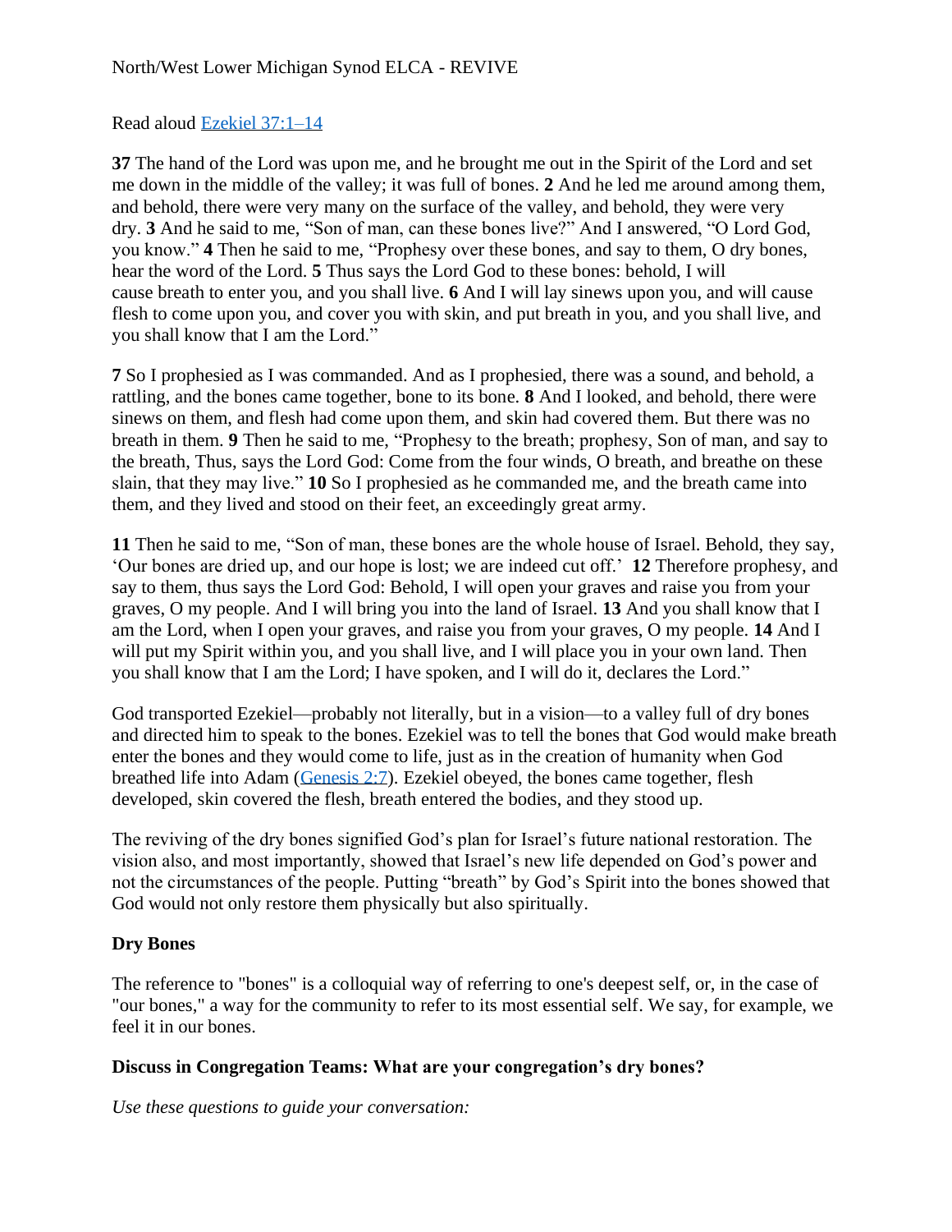Read aloud [Ezekiel 37:1–14]

**37** The hand of the Lord was upon me, and he brought me out in the Spirit of the Lord and set me down in the middle of the valley; it was full of bones. **2** And he led me around among them, and behold, there were very many on the surface of the valley, and behold, they were very dry. **3** And he said to me, "Son of man, can these bones live?" And I answered, "O Lord God, you know." **4** Then he said to me, "Prophesy over these bones, and say to them, O dry bones, hear the word of the Lord. **5** Thus says the Lord God to these bones: behold, I will cause breath to enter you, and you shall live. **6** And I will lay sinews upon you, and will cause flesh to come upon you, and cover you with skin, and put breath in you, and you shall live, and you shall know that I am the Lord."

**7** So I prophesied as I was commanded. And as I prophesied, there was a sound, and behold, a rattling, and the bones came together, bone to its bone. **8** And I looked, and behold, there were sinews on them, and flesh had come upon them, and skin had covered them. But there was no breath in them. **9** Then he said to me, "Prophesy to the breath; prophesy, Son of man, and say to the breath, Thus, says the Lord God: Come from the four winds, O breath, and breathe on these slain, that they may live." **10** So I prophesied as he commanded me, and the breath came into them, and they lived and stood on their feet, an exceedingly great army.

**11** Then he said to me, "Son of man, these bones are the whole house of Israel. Behold, they say, 'Our bones are dried up, and our hope is lost; we are indeed cut off.' **12** Therefore prophesy, and say to them, thus says the Lord God: Behold, I will open your graves and raise you from your graves, O my people. And I will bring you into the land of Israel. **13** And you shall know that I am the Lord, when I open your graves, and raise you from your graves, O my people. **14** And I will put my Spirit within you, and you shall live, and I will place you in your own land. Then you shall know that I am the Lord; I have spoken, and I will do it, declares the Lord."

God transported Ezekiel—probably not literally, but in a vision—to a valley full of dry bones and directed him to speak to the bones. Ezekiel was to tell the bones that God would make breath enter the bones and they would come to life, just as in the creation of humanity when God breathed life into Adam ([Genesis 2:7]). Ezekiel obeyed, the bones came together, flesh developed, skin covered the flesh, breath entered the bodies, and they stood up.

The reviving of the dry bones signified God's plan for Israel's future national restoration. The vision also, and most importantly, showed that Israel's new life depended on God's power and not the circumstances of the people. Putting "breath" by God's Spirit into the bones showed that God would not only restore them physically but also spiritually.

### Dry Bones

The reference to "bones" is a colloquial way of referring to one's deepest self, or, in the case of "our bones," a way for the community to refer to its most essential self. We say, for example, we feel it in our bones.

### Discuss in Congregation Teams: What are your congregation's dry bones?

*Use these questions to guide your conversation:*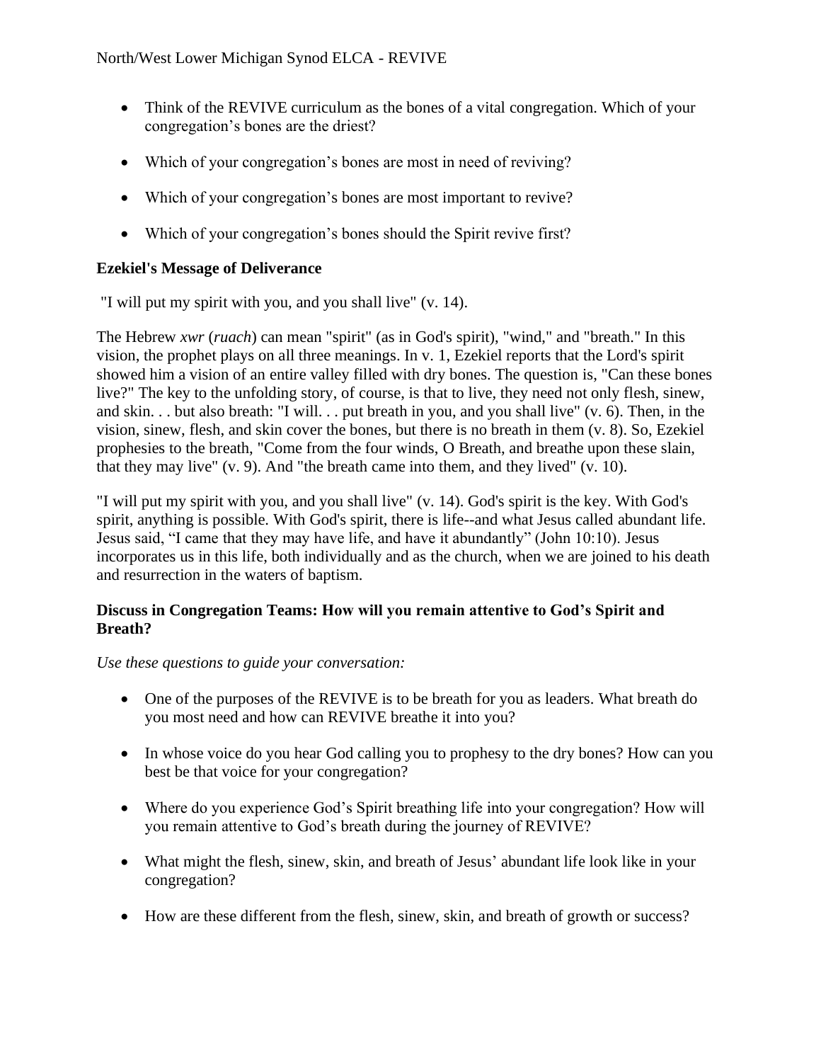- Think of the REVIVE curriculum as the bones of a vital congregation. Which of your congregation's bones are the driest?
- Which of your congregation's bones are most in need of reviving?
- Which of your congregation's bones are most important to revive?
- Which of your congregation's bones should the Spirit revive first?

**Ezekiel's Message of Deliverance**

"I will put my spirit with you, and you shall live" (v. 14).

The Hebrew *xwr* (*ruach*) can mean "spirit" (as in God's spirit), "wind," and "breath." In this vision, the prophet plays on all three meanings. In v. 1, Ezekiel reports that the Lord's spirit showed him a vision of an entire valley filled with dry bones. The question is, "Can these bones live?" The key to the unfolding story, of course, is that to live, they need not only flesh, sinew, and skin. . . but also breath: "I will. . . put breath in you, and you shall live" (v. 6). Then, in the vision, sinew, flesh, and skin cover the bones, but there is no breath in them (v. 8). So, Ezekiel prophesies to the breath, "Come from the four winds, O Breath, and breathe upon these slain, that they may live" (v. 9). And "the breath came into them, and they lived" (v. 10).

"I will put my spirit with you, and you shall live" (v. 14). God's spirit is the key. With God's spirit, anything is possible. With God's spirit, there is life--and what Jesus called abundant life. Jesus said, "I came that they may have life, and have it abundantly" (John 10:10). Jesus incorporates us in this life, both individually and as the church, when we are joined to his death and resurrection in the waters of baptism.

**Discuss in Congregation Teams: How will you remain attentive to God's Spirit and Breath?**

*Use these questions to guide your conversation:*

- One of the purposes of the REVIVE is to be breath for you as leaders. What breath do you most need and how can REVIVE breathe it into you?
- In whose voice do you hear God calling you to prophesy to the dry bones? How can you best be that voice for your congregation?
- Where do you experience God's Spirit breathing life into your congregation? How will you remain attentive to God's breath during the journey of REVIVE?
- What might the flesh, sinew, skin, and breath of Jesus' abundant life look like in your congregation?
- How are these different from the flesh, sinew, skin, and breath of growth or success?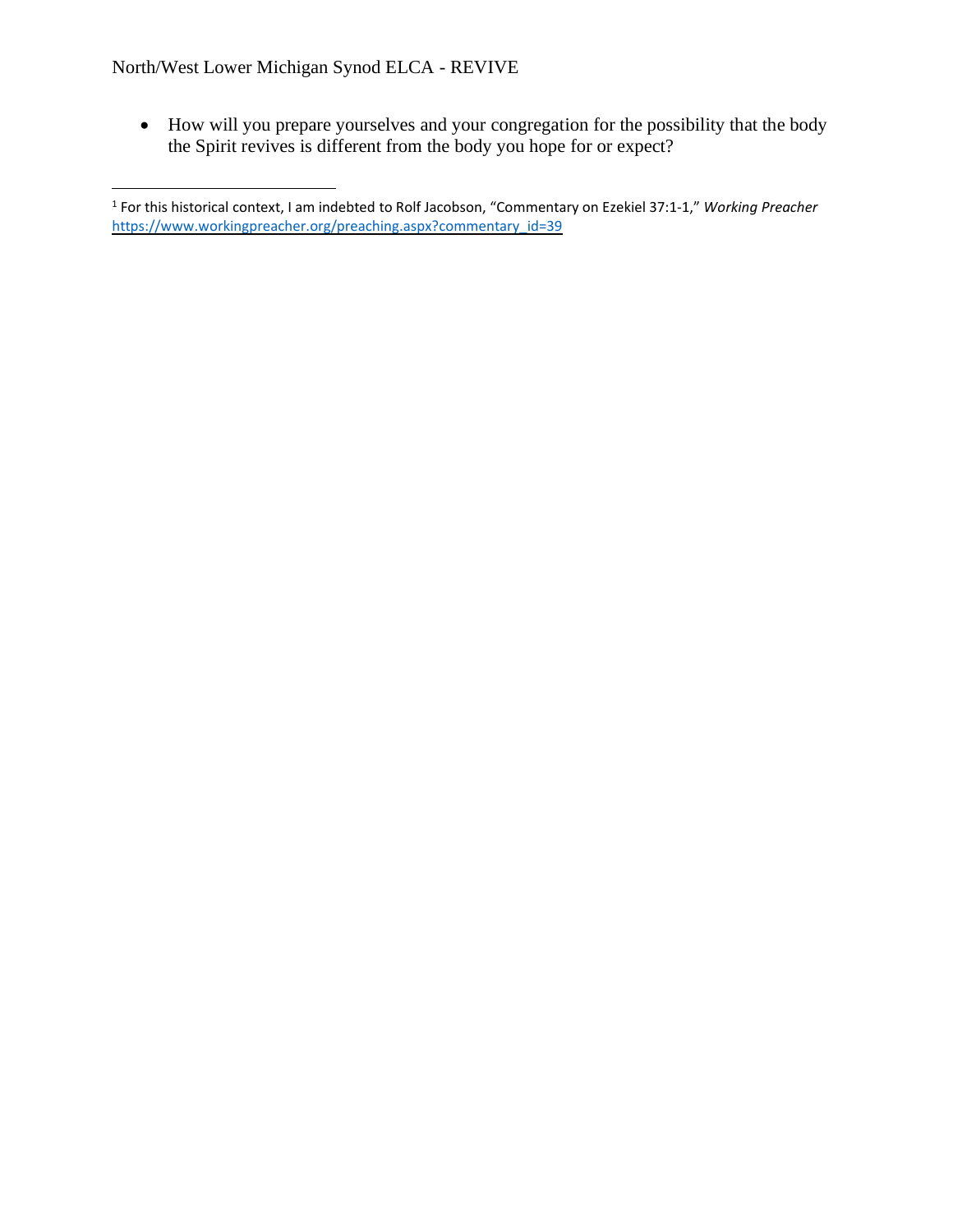- How will you prepare yourselves and your congregation for the possibility that the body the Spirit revives is different from the body you hope for or expect?

---

[1] For this historical context, I am indebted to Rolf Jacobson, "Commentary on Ezekiel 37:1-1," *Working Preacher* https://www.workingpreacher.org/preaching.aspx?commentary_id=39